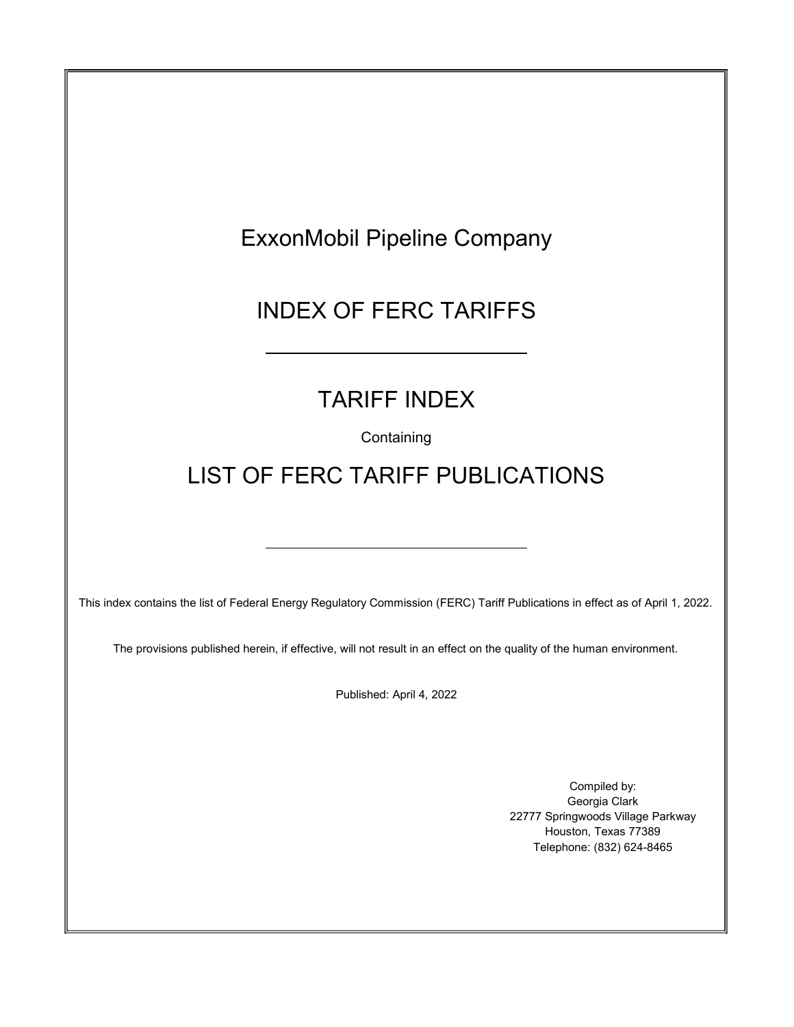# ExxonMobil Pipeline Company

# INDEX OF FERC TARIFFS

---

## TARIFF INDEX

Containing

## LIST OF FERC TARIFF PUBLICATIONS

---

This index contains the list of Federal Energy Regulatory Commission (FERC) Tariff Publications in effect as of April 1, 2022.

The provisions published herein, if effective, will not result in an effect on the quality of the human environment.

Published: April 4, 2022

Compiled by:
Georgia Clark
22777 Springwoods Village Parkway
Houston, Texas 77389
Telephone: (832) 624-8465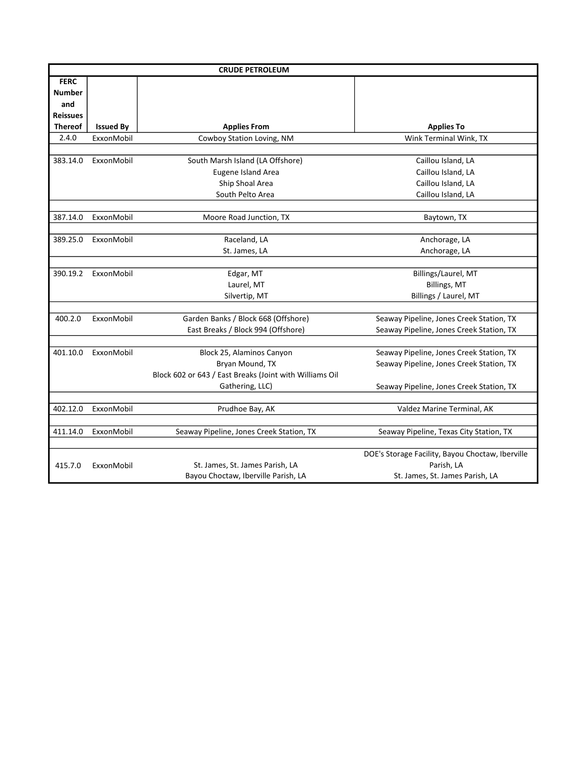| CRUDE PETROLEUM | | | |
|---|---|---|---|
| FERC Number and Reissues Thereof | Issued By | Applies From | Applies To |
| 2.4.0 | ExxonMobil | Cowboy Station Loving, NM | Wink Terminal Wink, TX |
| | | | |
| 383.14.0 | ExxonMobil | South Marsh Island (LA Offshore) | Caillou Island, LA |
| | | Eugene Island Area | Caillou Island, LA |
| | | Ship Shoal Area | Caillou Island, LA |
| | | South Pelto Area | Caillou Island, LA |
| | | | |
| 387.14.0 | ExxonMobil | Moore Road Junction, TX | Baytown, TX |
| | | | |
| 389.25.0 | ExxonMobil | Raceland, LA | Anchorage, LA |
| | | St. James, LA | Anchorage, LA |
| | | | |
| 390.19.2 | ExxonMobil | Edgar, MT | Billings/Laurel, MT |
| | | Laurel, MT | Billings, MT |
| | | Silvertip, MT | Billings / Laurel, MT |
| | | | |
| 400.2.0 | ExxonMobil | Garden Banks / Block 668 (Offshore) | Seaway Pipeline, Jones Creek Station, TX |
| | | East Breaks / Block 994 (Offshore) | Seaway Pipeline, Jones Creek Station, TX |
| | | | |
| 401.10.0 | ExxonMobil | Block 25, Alaminos Canyon | Seaway Pipeline, Jones Creek Station, TX |
| | | Bryan Mound, TX | Seaway Pipeline, Jones Creek Station, TX |
| | | Block 602 or 643 / East Breaks (Joint with Williams Oil Gathering, LLC) | Seaway Pipeline, Jones Creek Station, TX |
| | | | |
| 402.12.0 | ExxonMobil | Prudhoe Bay, AK | Valdez Marine Terminal, AK |
| | | | |
| 411.14.0 | ExxonMobil | Seaway Pipeline, Jones Creek Station, TX | Seaway Pipeline, Texas City Station, TX |
| | | | |
| 415.7.0 | ExxonMobil | St. James, St. James Parish, LA | DOE's Storage Facility, Bayou Choctaw, Iberville Parish, LA |
| | | Bayou Choctaw, Iberville Parish, LA | St. James, St. James Parish, LA |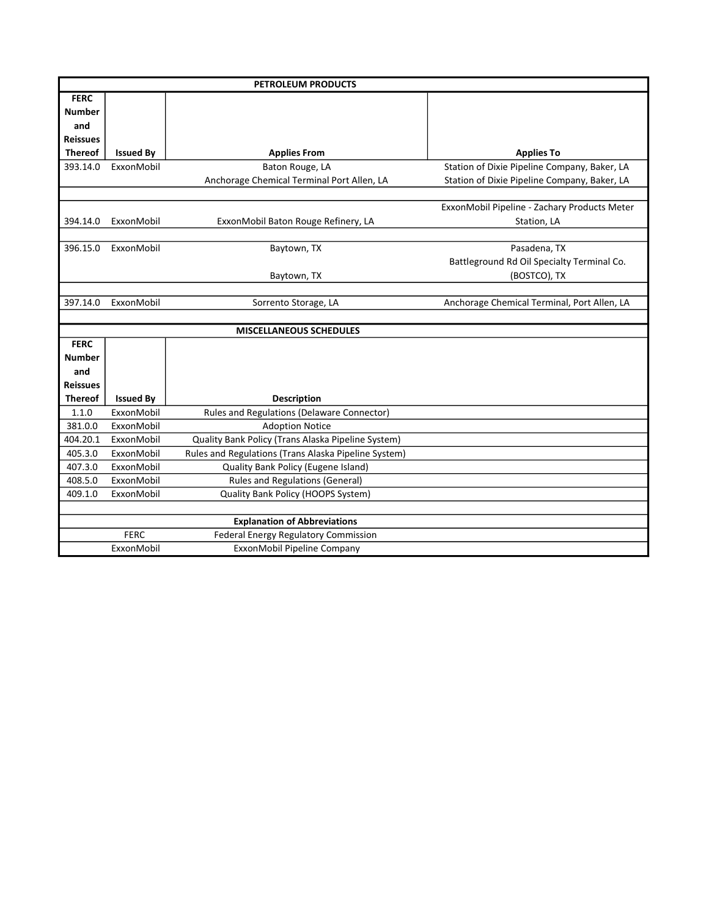## PETROLEUM PRODUCTS

| FERC Number and Reissues Thereof | Issued By | Applies From | Applies To |
|---|---|---|---|
| 393.14.0 | ExxonMobil | Baton Rouge, LA | Station of Dixie Pipeline Company, Baker, LA |
| | | Anchorage Chemical Terminal Port Allen, LA | Station of Dixie Pipeline Company, Baker, LA |
| | | | |
| 394.14.0 | ExxonMobil | ExxonMobil Baton Rouge Refinery, LA | ExxonMobil Pipeline - Zachary Products Meter Station, LA |
| | | | |
| 396.15.0 | ExxonMobil | Baytown, TX | Pasadena, TX |
| | | Baytown, TX | Battleground Rd Oil Specialty Terminal Co. (BOSTCO), TX |
| | | | |
| 397.14.0 | ExxonMobil | Sorrento Storage, LA | Anchorage Chemical Terminal, Port Allen, LA |

## MISCELLANEOUS SCHEDULES

| FERC Number and Reissues Thereof | Issued By | Description |
|---|---|---|
| 1.1.0 | ExxonMobil | Rules and Regulations (Delaware Connector) |
| 381.0.0 | ExxonMobil | Adoption Notice |
| 404.20.1 | ExxonMobil | Quality Bank Policy (Trans Alaska Pipeline System) |
| 405.3.0 | ExxonMobil | Rules and Regulations (Trans Alaska Pipeline System) |
| 407.3.0 | ExxonMobil | Quality Bank Policy (Eugene Island) |
| 408.5.0 | ExxonMobil | Rules and Regulations (General) |
| 409.1.0 | ExxonMobil | Quality Bank Policy (HOOPS System) |

## Explanation of Abbreviations

| | |
|---|---|
| FERC | Federal Energy Regulatory Commission |
| ExxonMobil | ExxonMobil Pipeline Company |